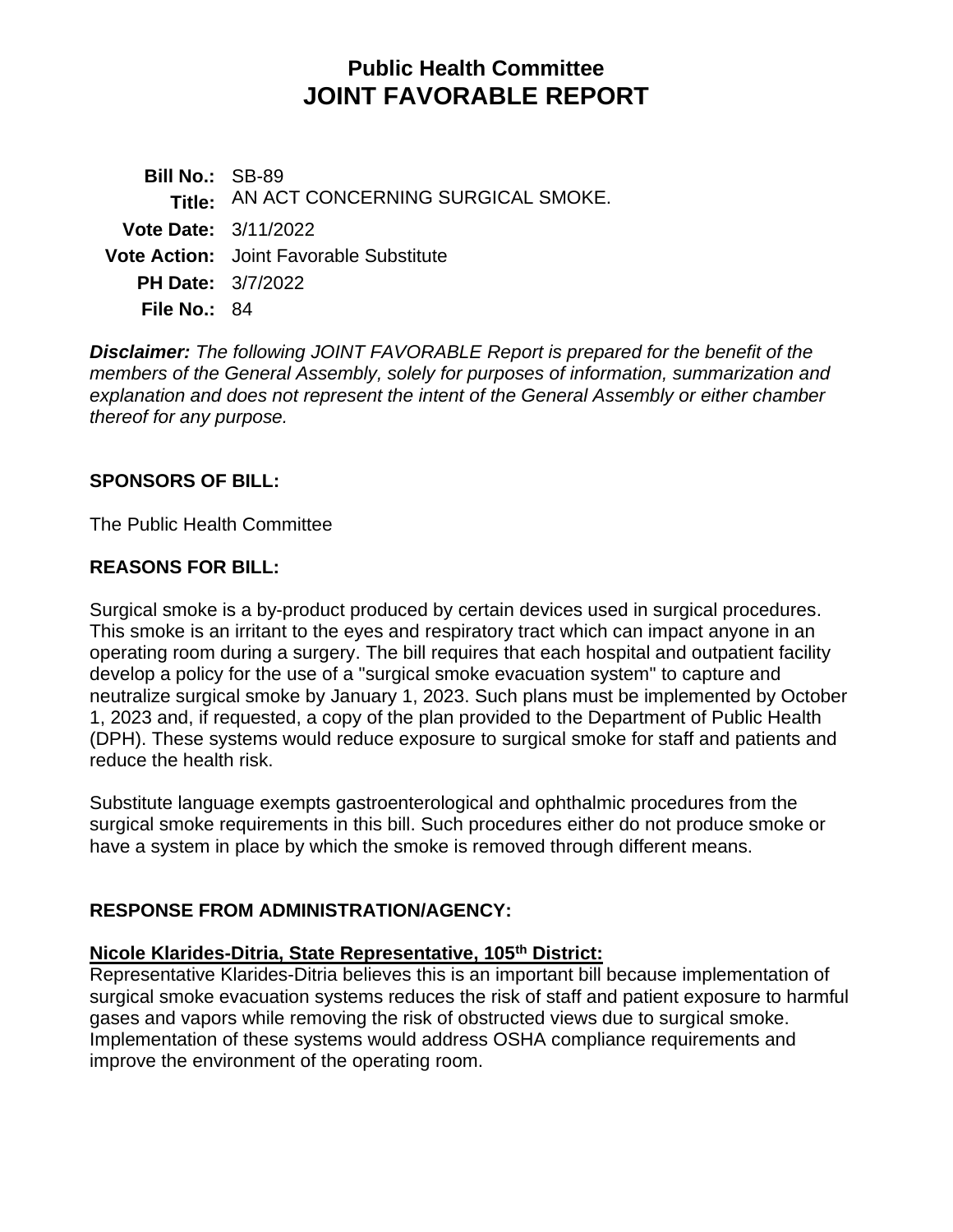# Public Health Committee
# JOINT FAVORABLE REPORT

**Bill No.:** SB-89
**Title:** AN ACT CONCERNING SURGICAL SMOKE.
**Vote Date:** 3/11/2022
**Vote Action:** Joint Favorable Substitute
**PH Date:** 3/7/2022
**File No.:** 84

***Disclaimer:*** *The following JOINT FAVORABLE Report is prepared for the benefit of the members of the General Assembly, solely for purposes of information, summarization and explanation and does not represent the intent of the General Assembly or either chamber thereof for any purpose.*

## SPONSORS OF BILL:

The Public Health Committee

## REASONS FOR BILL:

Surgical smoke is a by-product produced by certain devices used in surgical procedures. This smoke is an irritant to the eyes and respiratory tract which can impact anyone in an operating room during a surgery. The bill requires that each hospital and outpatient facility develop a policy for the use of a "surgical smoke evacuation system" to capture and neutralize surgical smoke by January 1, 2023. Such plans must be implemented by October 1, 2023 and, if requested, a copy of the plan provided to the Department of Public Health (DPH). These systems would reduce exposure to surgical smoke for staff and patients and reduce the health risk.

Substitute language exempts gastroenterological and ophthalmic procedures from the surgical smoke requirements in this bill. Such procedures either do not produce smoke or have a system in place by which the smoke is removed through different means.

## RESPONSE FROM ADMINISTRATION/AGENCY:

**Nicole Klarides-Ditria, State Representative, 105th District:**
Representative Klarides-Ditria believes this is an important bill because implementation of surgical smoke evacuation systems reduces the risk of staff and patient exposure to harmful gases and vapors while removing the risk of obstructed views due to surgical smoke. Implementation of these systems would address OSHA compliance requirements and improve the environment of the operating room.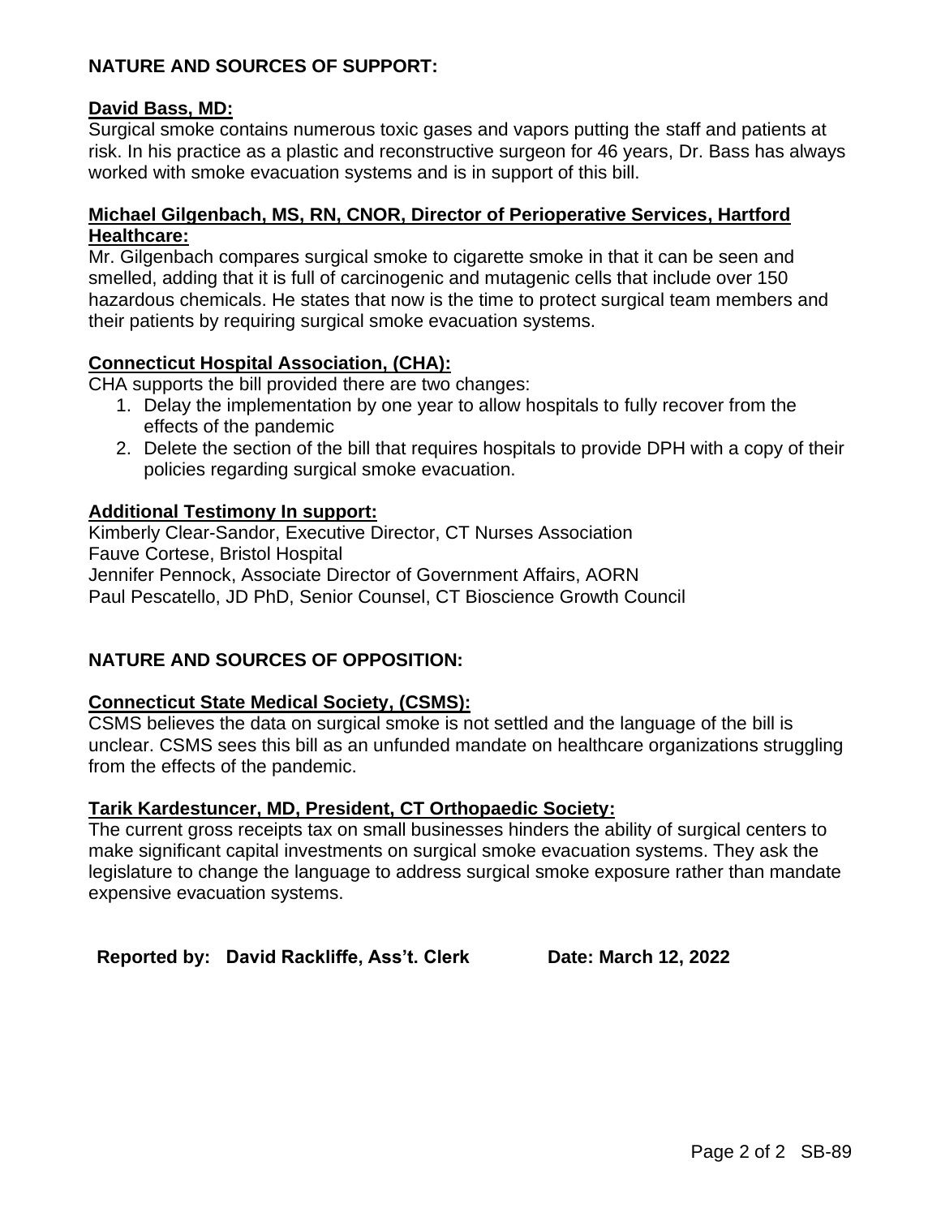## NATURE AND SOURCES OF SUPPORT:

**David Bass, MD:**

Surgical smoke contains numerous toxic gases and vapors putting the staff and patients at risk. In his practice as a plastic and reconstructive surgeon for 46 years, Dr. Bass has always worked with smoke evacuation systems and is in support of this bill.

**Michael Gilgenbach, MS, RN, CNOR, Director of Perioperative Services, Hartford Healthcare:**

Mr. Gilgenbach compares surgical smoke to cigarette smoke in that it can be seen and smelled, adding that it is full of carcinogenic and mutagenic cells that include over 150 hazardous chemicals. He states that now is the time to protect surgical team members and their patients by requiring surgical smoke evacuation systems.

**Connecticut Hospital Association, (CHA):**

CHA supports the bill provided there are two changes:

1. Delay the implementation by one year to allow hospitals to fully recover from the effects of the pandemic
2. Delete the section of the bill that requires hospitals to provide DPH with a copy of their policies regarding surgical smoke evacuation.

**Additional Testimony In support:**

Kimberly Clear-Sandor, Executive Director, CT Nurses Association
Fauve Cortese, Bristol Hospital
Jennifer Pennock, Associate Director of Government Affairs, AORN
Paul Pescatello, JD PhD, Senior Counsel, CT Bioscience Growth Council

## NATURE AND SOURCES OF OPPOSITION:

**Connecticut State Medical Society, (CSMS):**

CSMS believes the data on surgical smoke is not settled and the language of the bill is unclear. CSMS sees this bill as an unfunded mandate on healthcare organizations struggling from the effects of the pandemic.

**Tarik Kardestuncer, MD, President, CT Orthopaedic Society:**

The current gross receipts tax on small businesses hinders the ability of surgical centers to make significant capital investments on surgical smoke evacuation systems. They ask the legislature to change the language to address surgical smoke exposure rather than mandate expensive evacuation systems.

**Reported by: David Rackliffe, Ass't. Clerk** **Date: March 12, 2022**